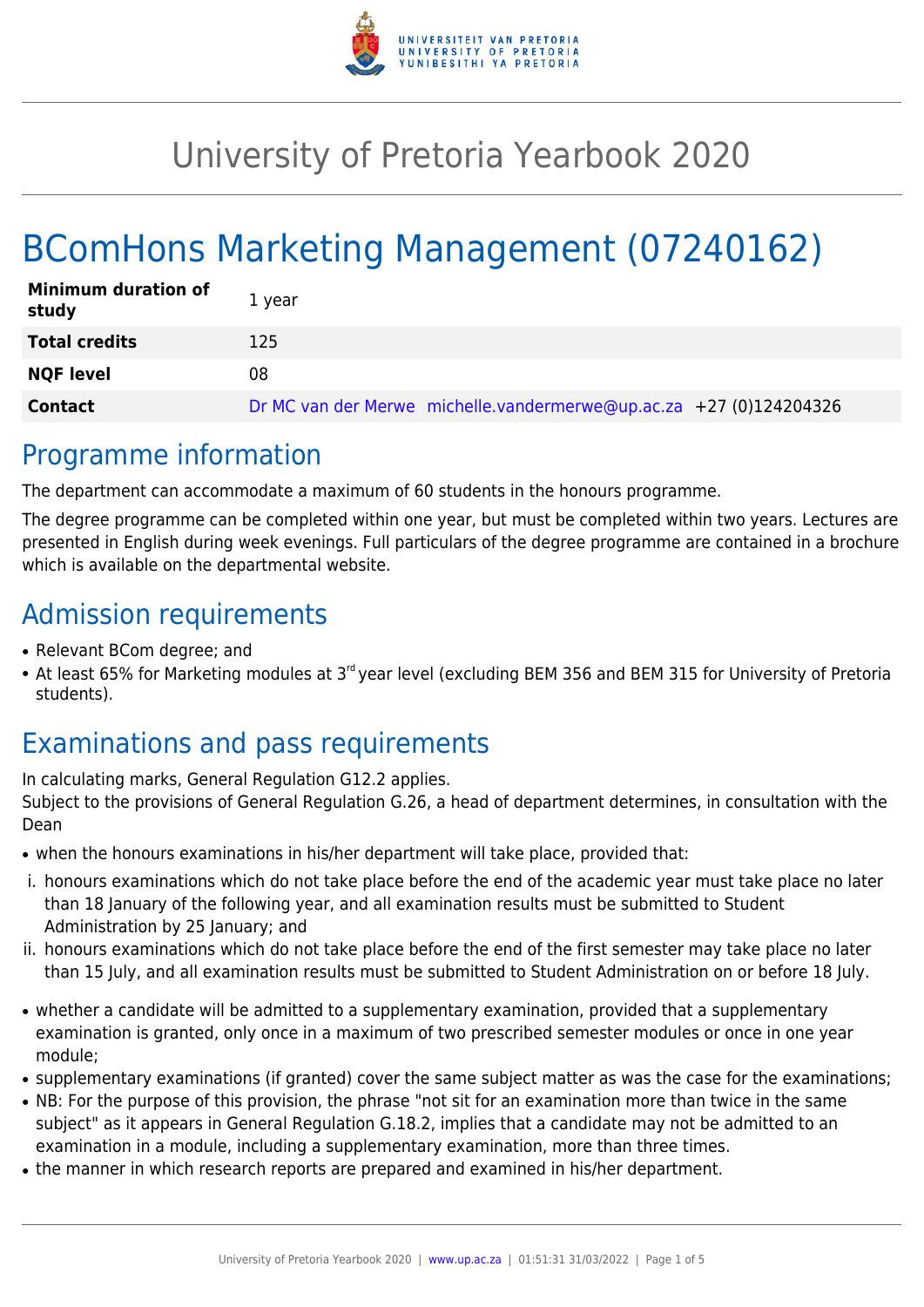# University of Pretoria Yearbook 2020

# BComHons Marketing Management (07240162)

| | |
|---|---|
| **Minimum duration of study** | 1 year |
| **Total credits** | 125 |
| **NQF level** | 08 |
| **Contact** | Dr MC van der Merwe michelle.vandermerwe@up.ac.za +27 (0)124204326 |

## Programme information

The department can accommodate a maximum of 60 students in the honours programme.

The degree programme can be completed within one year, but must be completed within two years. Lectures are presented in English during week evenings. Full particulars of the degree programme are contained in a brochure which is available on the departmental website.

## Admission requirements

- Relevant BCom degree; and
- At least 65% for Marketing modules at 3rd year level (excluding BEM 356 and BEM 315 for University of Pretoria students).

## Examinations and pass requirements

In calculating marks, General Regulation G12.2 applies.
Subject to the provisions of General Regulation G.26, a head of department determines, in consultation with the Dean

- when the honours examinations in his/her department will take place, provided that:
  - i. honours examinations which do not take place before the end of the academic year must take place no later than 18 January of the following year, and all examination results must be submitted to Student Administration by 25 January; and
  - ii. honours examinations which do not take place before the end of the first semester may take place no later than 15 July, and all examination results must be submitted to Student Administration on or before 18 July.
- whether a candidate will be admitted to a supplementary examination, provided that a supplementary examination is granted, only once in a maximum of two prescribed semester modules or once in one year module;
- supplementary examinations (if granted) cover the same subject matter as was the case for the examinations;
- NB: For the purpose of this provision, the phrase "not sit for an examination more than twice in the same subject" as it appears in General Regulation G.18.2, implies that a candidate may not be admitted to an examination in a module, including a supplementary examination, more than three times.
- the manner in which research reports are prepared and examined in his/her department.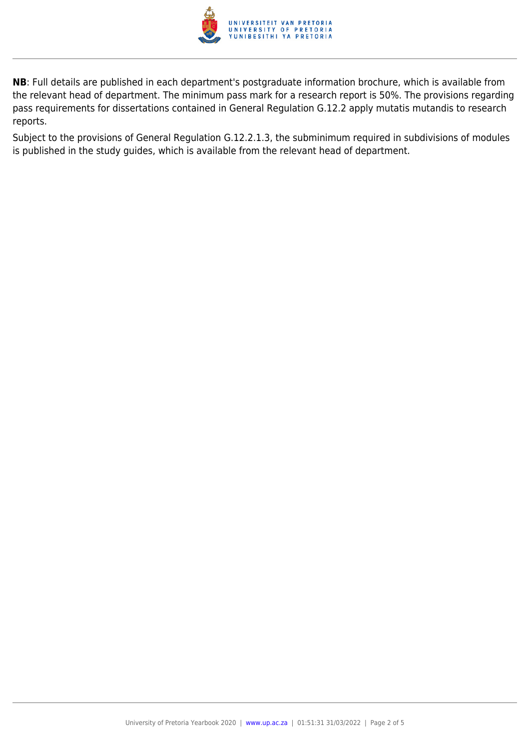**NB**: Full details are published in each department's postgraduate information brochure, which is available from the relevant head of department. The minimum pass mark for a research report is 50%. The provisions regarding pass requirements for dissertations contained in General Regulation G.12.2 apply mutatis mutandis to research reports.

Subject to the provisions of General Regulation G.12.2.1.3, the subminimum required in subdivisions of modules is published in the study guides, which is available from the relevant head of department.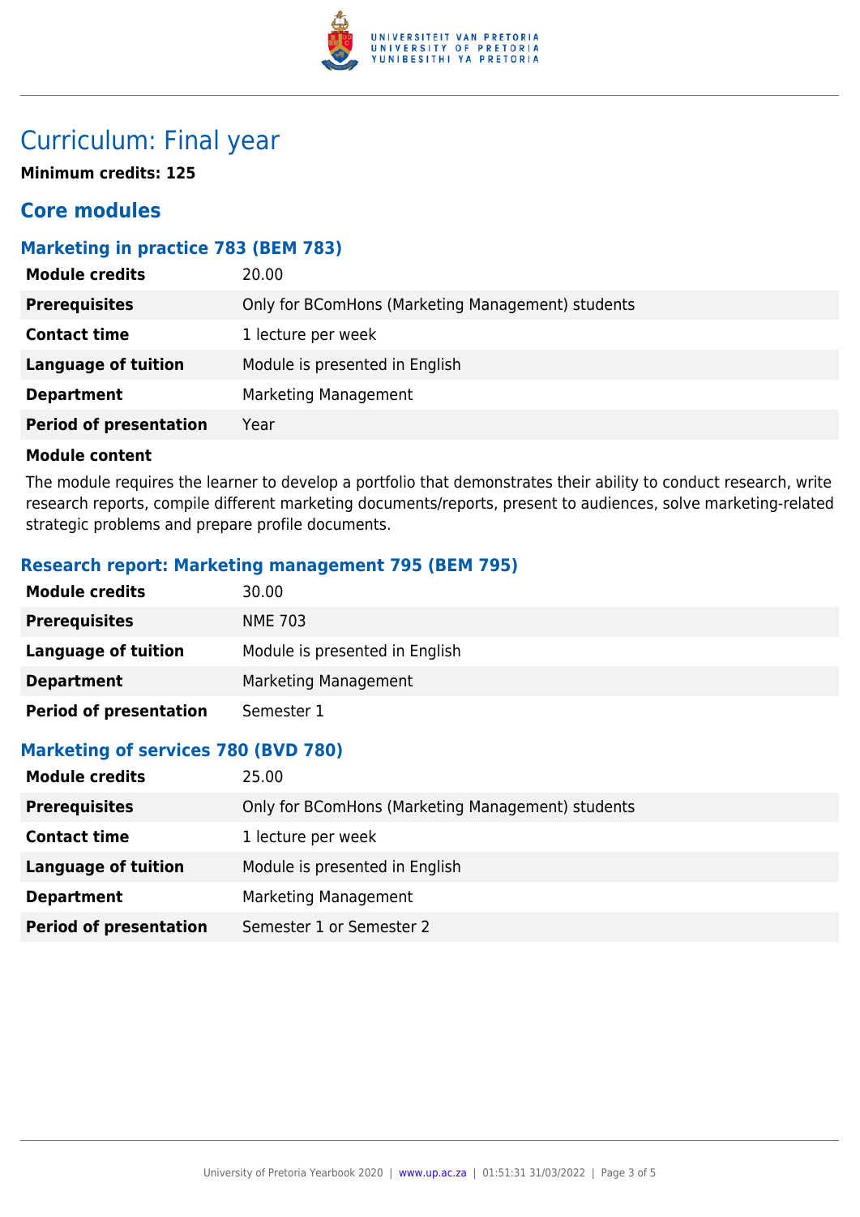# Curriculum: Final year

**Minimum credits: 125**

## Core modules

### Marketing in practice 783 (BEM 783)

| | |
|---|---|
| **Module credits** | 20.00 |
| **Prerequisites** | Only for BComHons (Marketing Management) students |
| **Contact time** | 1 lecture per week |
| **Language of tuition** | Module is presented in English |
| **Department** | Marketing Management |
| **Period of presentation** | Year |

**Module content**

The module requires the learner to develop a portfolio that demonstrates their ability to conduct research, write research reports, compile different marketing documents/reports, present to audiences, solve marketing-related strategic problems and prepare profile documents.

### Research report: Marketing management 795 (BEM 795)

| | |
|---|---|
| **Module credits** | 30.00 |
| **Prerequisites** | NME 703 |
| **Language of tuition** | Module is presented in English |
| **Department** | Marketing Management |
| **Period of presentation** | Semester 1 |

### Marketing of services 780 (BVD 780)

| | |
|---|---|
| **Module credits** | 25.00 |
| **Prerequisites** | Only for BComHons (Marketing Management) students |
| **Contact time** | 1 lecture per week |
| **Language of tuition** | Module is presented in English |
| **Department** | Marketing Management |
| **Period of presentation** | Semester 1 or Semester 2 |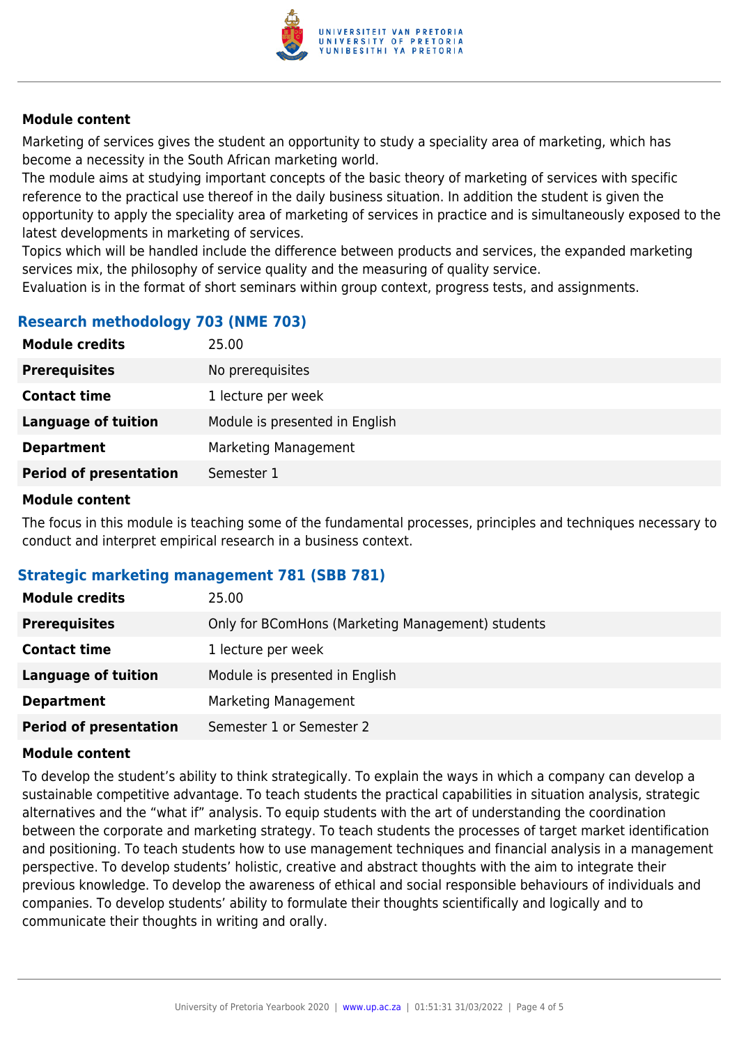#### Module content

Marketing of services gives the student an opportunity to study a speciality area of marketing, which has become a necessity in the South African marketing world.
The module aims at studying important concepts of the basic theory of marketing of services with specific reference to the practical use thereof in the daily business situation. In addition the student is given the opportunity to apply the speciality area of marketing of services in practice and is simultaneously exposed to the latest developments in marketing of services.
Topics which will be handled include the difference between products and services, the expanded marketing services mix, the philosophy of service quality and the measuring of quality service.
Evaluation is in the format of short seminars within group context, progress tests, and assignments.

### Research methodology 703 (NME 703)

| | |
|---|---|
| **Module credits** | 25.00 |
| **Prerequisites** | No prerequisites |
| **Contact time** | 1 lecture per week |
| **Language of tuition** | Module is presented in English |
| **Department** | Marketing Management |
| **Period of presentation** | Semester 1 |

#### Module content

The focus in this module is teaching some of the fundamental processes, principles and techniques necessary to conduct and interpret empirical research in a business context.

### Strategic marketing management 781 (SBB 781)

| | |
|---|---|
| **Module credits** | 25.00 |
| **Prerequisites** | Only for BComHons (Marketing Management) students |
| **Contact time** | 1 lecture per week |
| **Language of tuition** | Module is presented in English |
| **Department** | Marketing Management |
| **Period of presentation** | Semester 1 or Semester 2 |

#### Module content

To develop the student's ability to think strategically. To explain the ways in which a company can develop a sustainable competitive advantage. To teach students the practical capabilities in situation analysis, strategic alternatives and the "what if" analysis. To equip students with the art of understanding the coordination between the corporate and marketing strategy. To teach students the processes of target market identification and positioning. To teach students how to use management techniques and financial analysis in a management perspective. To develop students' holistic, creative and abstract thoughts with the aim to integrate their previous knowledge. To develop the awareness of ethical and social responsible behaviours of individuals and companies. To develop students' ability to formulate their thoughts scientifically and logically and to communicate their thoughts in writing and orally.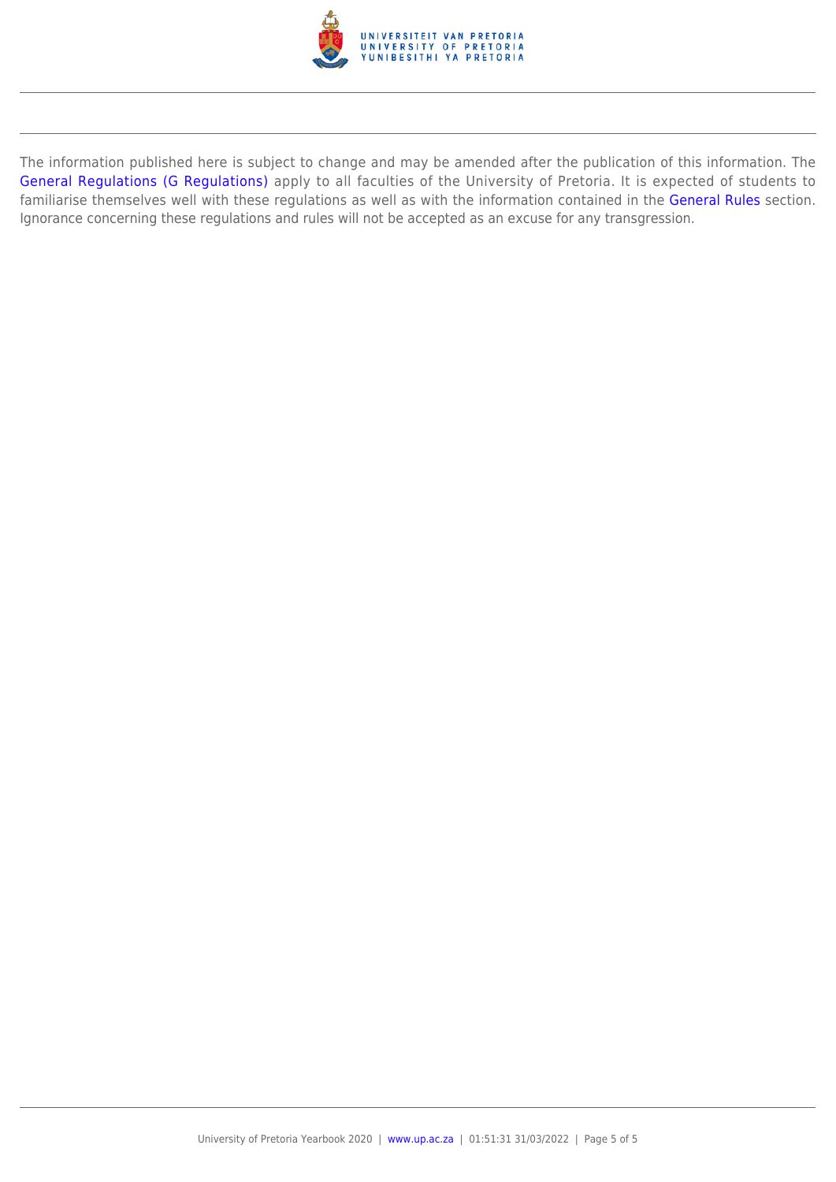The information published here is subject to change and may be amended after the publication of this information. The General Regulations (G Regulations) apply to all faculties of the University of Pretoria. It is expected of students to familiarise themselves well with these regulations as well as with the information contained in the General Rules section. Ignorance concerning these regulations and rules will not be accepted as an excuse for any transgression.